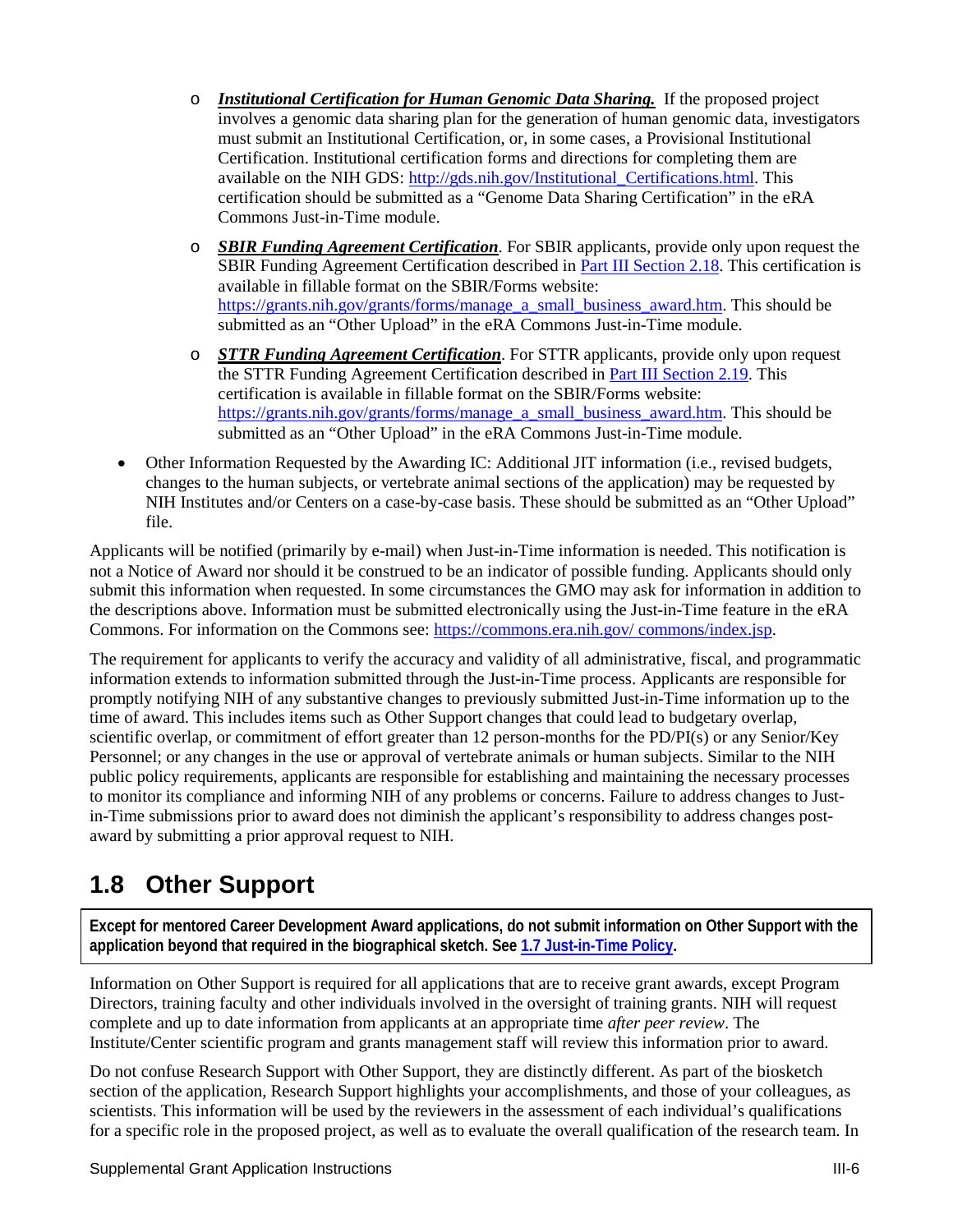- ***Institutional Certification for Human Genomic Data Sharing.*** If the proposed project involves a genomic data sharing plan for the generation of human genomic data, investigators must submit an Institutional Certification, or, in some cases, a Provisional Institutional Certification. Institutional certification forms and directions for completing them are available on the NIH GDS: [http://gds.nih.gov/Institutional_Certifications.html](http://gds.nih.gov/Institutional_Certifications.html). This certification should be submitted as a "Genome Data Sharing Certification" in the eRA Commons Just-in-Time module.
- ***SBIR Funding Agreement Certification***. For SBIR applicants, provide only upon request the SBIR Funding Agreement Certification described in Part III Section 2.18. This certification is available in fillable format on the SBIR/Forms website: [https://grants.nih.gov/grants/forms/manage_a_small_business_award.htm](https://grants.nih.gov/grants/forms/manage_a_small_business_award.htm). This should be submitted as an "Other Upload" in the eRA Commons Just-in-Time module.
- ***STTR Funding Agreement Certification***. For STTR applicants, provide only upon request the STTR Funding Agreement Certification described in Part III Section 2.19. This certification is available in fillable format on the SBIR/Forms website: [https://grants.nih.gov/grants/forms/manage_a_small_business_award.htm](https://grants.nih.gov/grants/forms/manage_a_small_business_award.htm). This should be submitted as an "Other Upload" in the eRA Commons Just-in-Time module.

- Other Information Requested by the Awarding IC: Additional JIT information (i.e., revised budgets, changes to the human subjects, or vertebrate animal sections of the application) may be requested by NIH Institutes and/or Centers on a case-by-case basis. These should be submitted as an "Other Upload" file.

Applicants will be notified (primarily by e-mail) when Just-in-Time information is needed. This notification is not a Notice of Award nor should it be construed to be an indicator of possible funding. Applicants should only submit this information when requested. In some circumstances the GMO may ask for information in addition to the descriptions above. Information must be submitted electronically using the Just-in-Time feature in the eRA Commons. For information on the Commons see: [https://commons.era.nih.gov/ commons/index.jsp](https://commons.era.nih.gov/commons/index.jsp).

The requirement for applicants to verify the accuracy and validity of all administrative, fiscal, and programmatic information extends to information submitted through the Just-in-Time process. Applicants are responsible for promptly notifying NIH of any substantive changes to previously submitted Just-in-Time information up to the time of award. This includes items such as Other Support changes that could lead to budgetary overlap, scientific overlap, or commitment of effort greater than 12 person-months for the PD/PI(s) or any Senior/Key Personnel; or any changes in the use or approval of vertebrate animals or human subjects. Similar to the NIH public policy requirements, applicants are responsible for establishing and maintaining the necessary processes to monitor its compliance and informing NIH of any problems or concerns. Failure to address changes to Just-in-Time submissions prior to award does not diminish the applicant's responsibility to address changes post-award by submitting a prior approval request to NIH.

## 1.8 Other Support

**Except for mentored Career Development Award applications, do not submit information on Other Support with the application beyond that required in the biographical sketch. See 1.7 Just-in-Time Policy.**

Information on Other Support is required for all applications that are to receive grant awards, except Program Directors, training faculty and other individuals involved in the oversight of training grants. NIH will request complete and up to date information from applicants at an appropriate time *after peer review*. The Institute/Center scientific program and grants management staff will review this information prior to award.

Do not confuse Research Support with Other Support, they are distinctly different. As part of the biosketch section of the application, Research Support highlights your accomplishments, and those of your colleagues, as scientists. This information will be used by the reviewers in the assessment of each individual's qualifications for a specific role in the proposed project, as well as to evaluate the overall qualification of the research team. In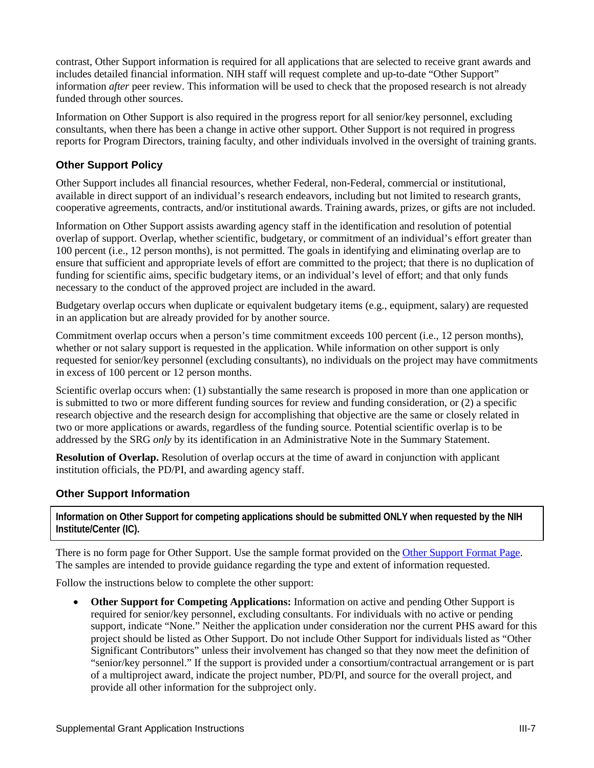contrast, Other Support information is required for all applications that are selected to receive grant awards and includes detailed financial information. NIH staff will request complete and up-to-date "Other Support" information *after* peer review. This information will be used to check that the proposed research is not already funded through other sources.

Information on Other Support is also required in the progress report for all senior/key personnel, excluding consultants, when there has been a change in active other support. Other Support is not required in progress reports for Program Directors, training faculty, and other individuals involved in the oversight of training grants.

### Other Support Policy

Other Support includes all financial resources, whether Federal, non-Federal, commercial or institutional, available in direct support of an individual's research endeavors, including but not limited to research grants, cooperative agreements, contracts, and/or institutional awards. Training awards, prizes, or gifts are not included.

Information on Other Support assists awarding agency staff in the identification and resolution of potential overlap of support. Overlap, whether scientific, budgetary, or commitment of an individual's effort greater than 100 percent (i.e., 12 person months), is not permitted. The goals in identifying and eliminating overlap are to ensure that sufficient and appropriate levels of effort are committed to the project; that there is no duplication of funding for scientific aims, specific budgetary items, or an individual's level of effort; and that only funds necessary to the conduct of the approved project are included in the award.

Budgetary overlap occurs when duplicate or equivalent budgetary items (e.g., equipment, salary) are requested in an application but are already provided for by another source.

Commitment overlap occurs when a person's time commitment exceeds 100 percent (i.e., 12 person months), whether or not salary support is requested in the application. While information on other support is only requested for senior/key personnel (excluding consultants), no individuals on the project may have commitments in excess of 100 percent or 12 person months.

Scientific overlap occurs when: (1) substantially the same research is proposed in more than one application or is submitted to two or more different funding sources for review and funding consideration, or (2) a specific research objective and the research design for accomplishing that objective are the same or closely related in two or more applications or awards, regardless of the funding source. Potential scientific overlap is to be addressed by the SRG *only* by its identification in an Administrative Note in the Summary Statement.

**Resolution of Overlap.** Resolution of overlap occurs at the time of award in conjunction with applicant institution officials, the PD/PI, and awarding agency staff.

### Other Support Information

**Information on Other Support for competing applications should be submitted ONLY when requested by the NIH Institute/Center (IC).**

There is no form page for Other Support. Use the sample format provided on the Other Support Format Page. The samples are intended to provide guidance regarding the type and extent of information requested.

Follow the instructions below to complete the other support:

- **Other Support for Competing Applications:** Information on active and pending Other Support is required for senior/key personnel, excluding consultants. For individuals with no active or pending support, indicate "None." Neither the application under consideration nor the current PHS award for this project should be listed as Other Support. Do not include Other Support for individuals listed as "Other Significant Contributors" unless their involvement has changed so that they now meet the definition of "senior/key personnel." If the support is provided under a consortium/contractual arrangement or is part of a multiproject award, indicate the project number, PD/PI, and source for the overall project, and provide all other information for the subproject only.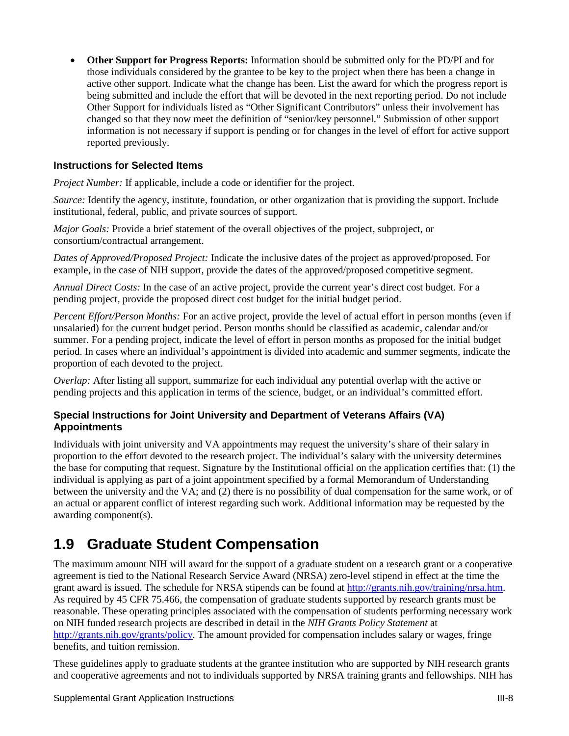- **Other Support for Progress Reports:** Information should be submitted only for the PD/PI and for those individuals considered by the grantee to be key to the project when there has been a change in active other support. Indicate what the change has been. List the award for which the progress report is being submitted and include the effort that will be devoted in the next reporting period. Do not include Other Support for individuals listed as "Other Significant Contributors" unless their involvement has changed so that they now meet the definition of "senior/key personnel." Submission of other support information is not necessary if support is pending or for changes in the level of effort for active support reported previously.

### Instructions for Selected Items

*Project Number:* If applicable, include a code or identifier for the project.

*Source:* Identify the agency, institute, foundation, or other organization that is providing the support. Include institutional, federal, public, and private sources of support.

*Major Goals:* Provide a brief statement of the overall objectives of the project, subproject, or consortium/contractual arrangement.

*Dates of Approved/Proposed Project:* Indicate the inclusive dates of the project as approved/proposed. For example, in the case of NIH support, provide the dates of the approved/proposed competitive segment.

*Annual Direct Costs:* In the case of an active project, provide the current year's direct cost budget. For a pending project, provide the proposed direct cost budget for the initial budget period.

*Percent Effort/Person Months:* For an active project, provide the level of actual effort in person months (even if unsalaried) for the current budget period. Person months should be classified as academic, calendar and/or summer. For a pending project, indicate the level of effort in person months as proposed for the initial budget period. In cases where an individual's appointment is divided into academic and summer segments, indicate the proportion of each devoted to the project.

*Overlap:* After listing all support, summarize for each individual any potential overlap with the active or pending projects and this application in terms of the science, budget, or an individual's committed effort.

### Special Instructions for Joint University and Department of Veterans Affairs (VA) Appointments

Individuals with joint university and VA appointments may request the university's share of their salary in proportion to the effort devoted to the research project. The individual's salary with the university determines the base for computing that request. Signature by the Institutional official on the application certifies that: (1) the individual is applying as part of a joint appointment specified by a formal Memorandum of Understanding between the university and the VA; and (2) there is no possibility of dual compensation for the same work, or of an actual or apparent conflict of interest regarding such work. Additional information may be requested by the awarding component(s).

## 1.9 Graduate Student Compensation

The maximum amount NIH will award for the support of a graduate student on a research grant or a cooperative agreement is tied to the National Research Service Award (NRSA) zero-level stipend in effect at the time the grant award is issued. The schedule for NRSA stipends can be found at http://grants.nih.gov/training/nrsa.htm. As required by 45 CFR 75.466, the compensation of graduate students supported by research grants must be reasonable. These operating principles associated with the compensation of students performing necessary work on NIH funded research projects are described in detail in the *NIH Grants Policy Statement* at http://grants.nih.gov/grants/policy. The amount provided for compensation includes salary or wages, fringe benefits, and tuition remission.

These guidelines apply to graduate students at the grantee institution who are supported by NIH research grants and cooperative agreements and not to individuals supported by NRSA training grants and fellowships. NIH has